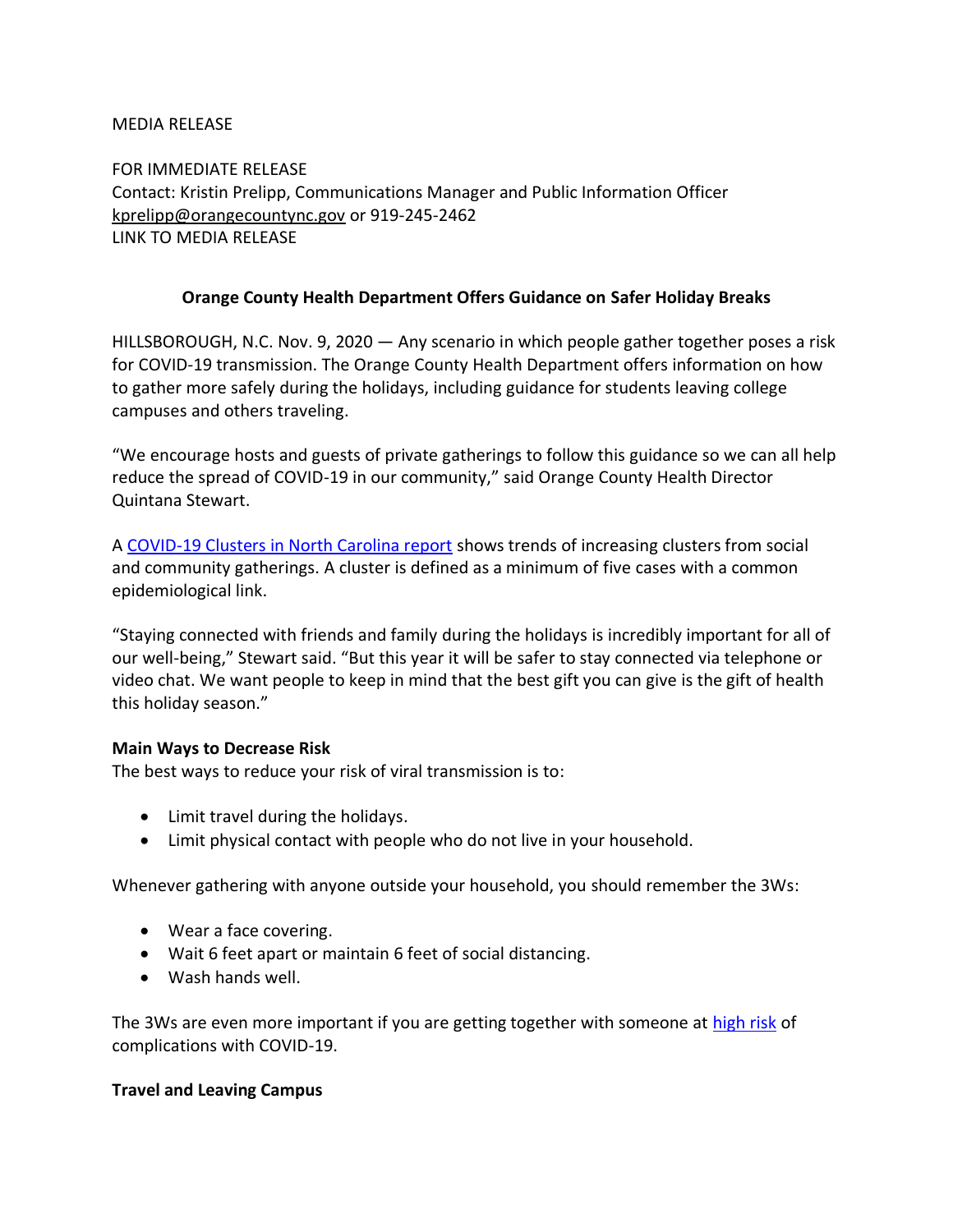MEDIA RELEASE

FOR IMMEDIATE RELEASE
Contact: Kristin Prelipp, Communications Manager and Public Information Officer
kprelipp@orangecountync.gov or 919-245-2462
LINK TO MEDIA RELEASE

**Orange County Health Department Offers Guidance on Safer Holiday Breaks**

HILLSBOROUGH, N.C. Nov. 9, 2020 — Any scenario in which people gather together poses a risk for COVID-19 transmission. The Orange County Health Department offers information on how to gather more safely during the holidays, including guidance for students leaving college campuses and others traveling.

"We encourage hosts and guests of private gatherings to follow this guidance so we can all help reduce the spread of COVID-19 in our community," said Orange County Health Director Quintana Stewart.

A COVID-19 Clusters in North Carolina report shows trends of increasing clusters from social and community gatherings. A cluster is defined as a minimum of five cases with a common epidemiological link.

"Staying connected with friends and family during the holidays is incredibly important for all of our well-being," Stewart said. "But this year it will be safer to stay connected via telephone or video chat. We want people to keep in mind that the best gift you can give is the gift of health this holiday season."

**Main Ways to Decrease Risk**
The best ways to reduce your risk of viral transmission is to:

- Limit travel during the holidays.
- Limit physical contact with people who do not live in your household.

Whenever gathering with anyone outside your household, you should remember the 3Ws:

- Wear a face covering.
- Wait 6 feet apart or maintain 6 feet of social distancing.
- Wash hands well.

The 3Ws are even more important if you are getting together with someone at high risk of complications with COVID-19.

**Travel and Leaving Campus**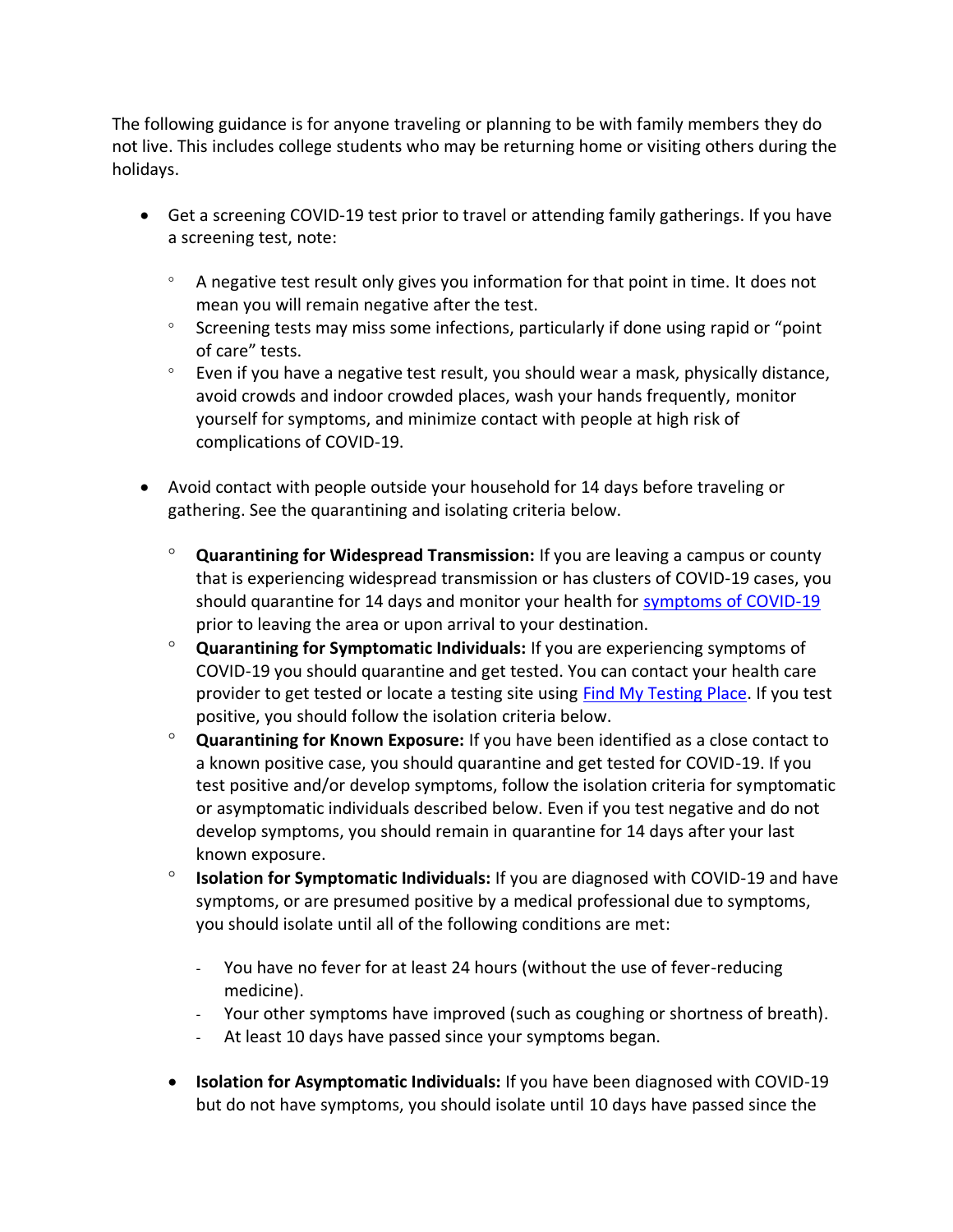The following guidance is for anyone traveling or planning to be with family members they do not live. This includes college students who may be returning home or visiting others during the holidays.

- Get a screening COVID-19 test prior to travel or attending family gatherings. If you have a screening test, note:
    - A negative test result only gives you information for that point in time. It does not mean you will remain negative after the test.
    - Screening tests may miss some infections, particularly if done using rapid or "point of care" tests.
    - Even if you have a negative test result, you should wear a mask, physically distance, avoid crowds and indoor crowded places, wash your hands frequently, monitor yourself for symptoms, and minimize contact with people at high risk of complications of COVID-19.
- Avoid contact with people outside your household for 14 days before traveling or gathering. See the quarantining and isolating criteria below.
    - **Quarantining for Widespread Transmission:** If you are leaving a campus or county that is experiencing widespread transmission or has clusters of COVID-19 cases, you should quarantine for 14 days and monitor your health for [symptoms of COVID-19](#) prior to leaving the area or upon arrival to your destination.
    - **Quarantining for Symptomatic Individuals:** If you are experiencing symptoms of COVID-19 you should quarantine and get tested. You can contact your health care provider to get tested or locate a testing site using [Find My Testing Place](#). If you test positive, you should follow the isolation criteria below.
    - **Quarantining for Known Exposure:** If you have been identified as a close contact to a known positive case, you should quarantine and get tested for COVID-19. If you test positive and/or develop symptoms, follow the isolation criteria for symptomatic or asymptomatic individuals described below. Even if you test negative and do not develop symptoms, you should remain in quarantine for 14 days after your last known exposure.
    - **Isolation for Symptomatic Individuals:** If you are diagnosed with COVID-19 and have symptoms, or are presumed positive by a medical professional due to symptoms, you should isolate until all of the following conditions are met:
        - You have no fever for at least 24 hours (without the use of fever-reducing medicine).
        - Your other symptoms have improved (such as coughing or shortness of breath).
        - At least 10 days have passed since your symptoms began.
    - **Isolation for Asymptomatic Individuals:** If you have been diagnosed with COVID-19 but do not have symptoms, you should isolate until 10 days have passed since the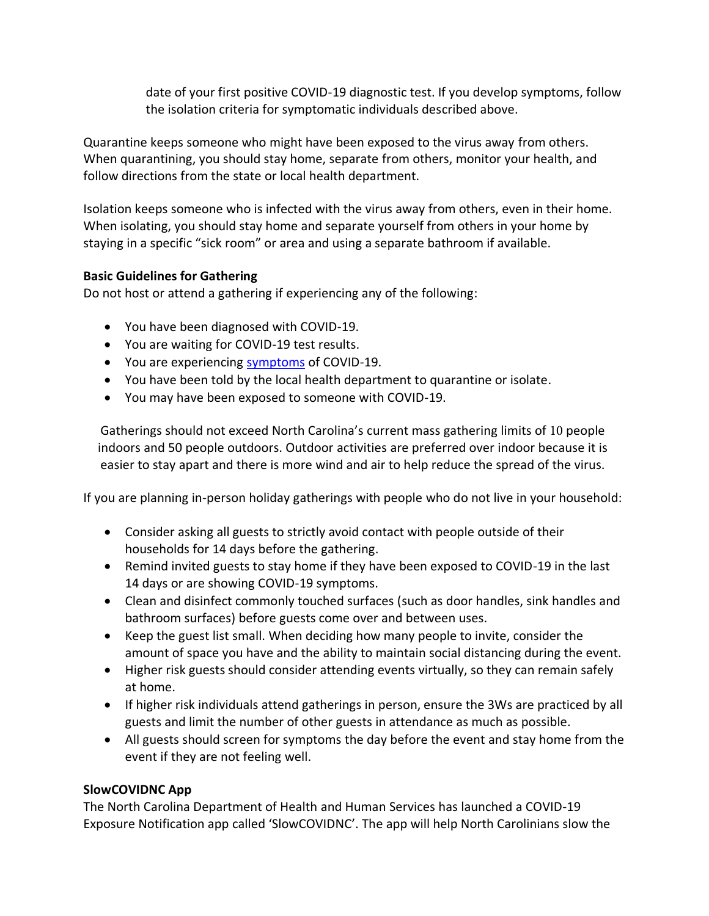date of your first positive COVID-19 diagnostic test. If you develop symptoms, follow the isolation criteria for symptomatic individuals described above.

Quarantine keeps someone who might have been exposed to the virus away from others. When quarantining, you should stay home, separate from others, monitor your health, and follow directions from the state or local health department.

Isolation keeps someone who is infected with the virus away from others, even in their home. When isolating, you should stay home and separate yourself from others in your home by staying in a specific "sick room" or area and using a separate bathroom if available.

**Basic Guidelines for Gathering**

Do not host or attend a gathering if experiencing any of the following:

- You have been diagnosed with COVID-19.
- You are waiting for COVID-19 test results.
- You are experiencing symptoms of COVID-19.
- You have been told by the local health department to quarantine or isolate.
- You may have been exposed to someone with COVID-19.

Gatherings should not exceed North Carolina's current mass gathering limits of 10 people indoors and 50 people outdoors. Outdoor activities are preferred over indoor because it is easier to stay apart and there is more wind and air to help reduce the spread of the virus.

If you are planning in-person holiday gatherings with people who do not live in your household:

- Consider asking all guests to strictly avoid contact with people outside of their households for 14 days before the gathering.
- Remind invited guests to stay home if they have been exposed to COVID-19 in the last 14 days or are showing COVID-19 symptoms.
- Clean and disinfect commonly touched surfaces (such as door handles, sink handles and bathroom surfaces) before guests come over and between uses.
- Keep the guest list small. When deciding how many people to invite, consider the amount of space you have and the ability to maintain social distancing during the event.
- Higher risk guests should consider attending events virtually, so they can remain safely at home.
- If higher risk individuals attend gatherings in person, ensure the 3Ws are practiced by all guests and limit the number of other guests in attendance as much as possible.
- All guests should screen for symptoms the day before the event and stay home from the event if they are not feeling well.

**SlowCOVIDNC App**

The North Carolina Department of Health and Human Services has launched a COVID-19 Exposure Notification app called 'SlowCOVIDNC'. The app will help North Carolinians slow the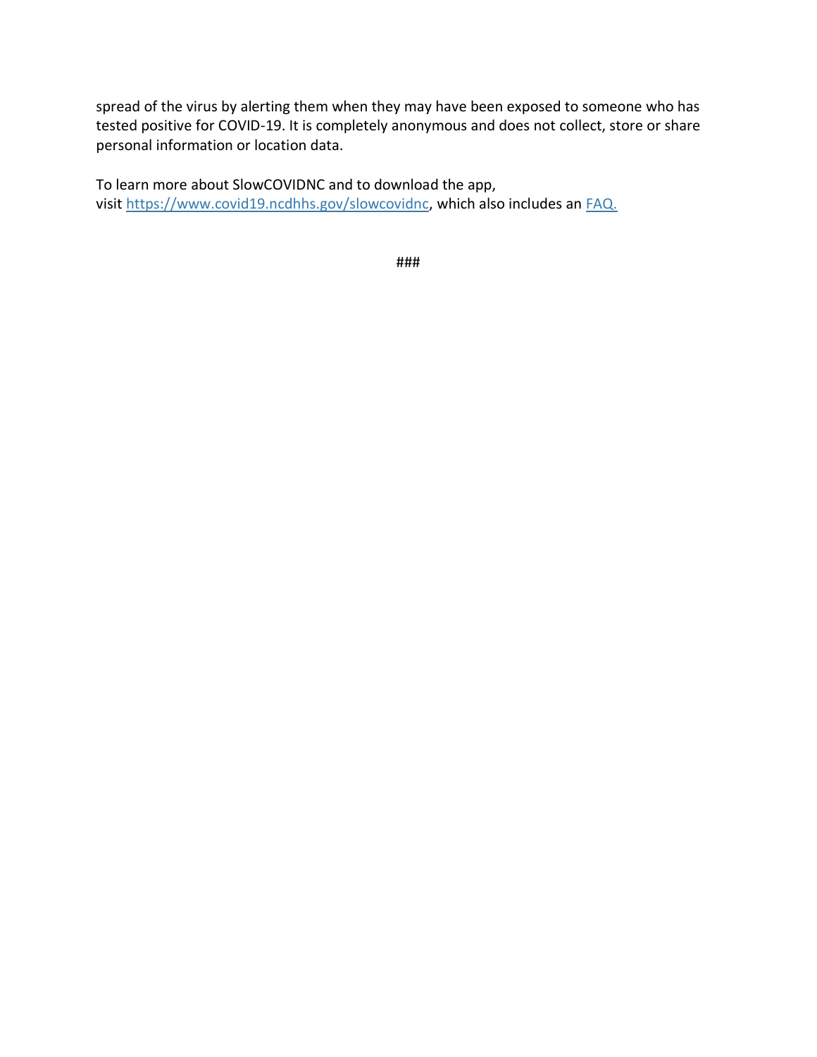spread of the virus by alerting them when they may have been exposed to someone who has tested positive for COVID-19. It is completely anonymous and does not collect, store or share personal information or location data.

To learn more about SlowCOVIDNC and to download the app, visit [https://www.covid19.ncdhhs.gov/slowcovidnc](https://www.covid19.ncdhhs.gov/slowcovidnc), which also includes an FAQ.

###